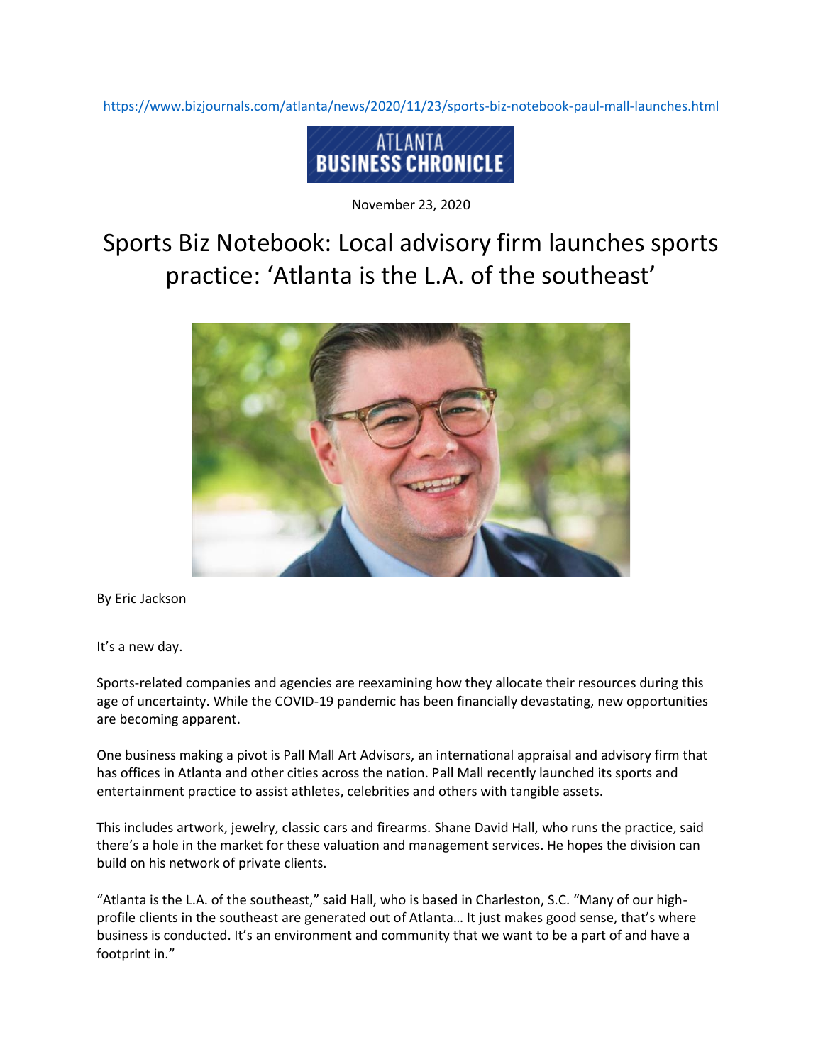https://www.bizjournals.com/atlanta/news/2020/11/23/sports-biz-notebook-paul-mall-launches.html

ATLANTA BUSINESS CHRONICLE

November 23, 2020

# Sports Biz Notebook: Local advisory firm launches sports practice: 'Atlanta is the L.A. of the southeast'

By Eric Jackson

It's a new day.

Sports-related companies and agencies are reexamining how they allocate their resources during this age of uncertainty. While the COVID-19 pandemic has been financially devastating, new opportunities are becoming apparent.

One business making a pivot is Pall Mall Art Advisors, an international appraisal and advisory firm that has offices in Atlanta and other cities across the nation. Pall Mall recently launched its sports and entertainment practice to assist athletes, celebrities and others with tangible assets.

This includes artwork, jewelry, classic cars and firearms. Shane David Hall, who runs the practice, said there's a hole in the market for these valuation and management services. He hopes the division can build on his network of private clients.

"Atlanta is the L.A. of the southeast," said Hall, who is based in Charleston, S.C. "Many of our high-profile clients in the southeast are generated out of Atlanta… It just makes good sense, that's where business is conducted. It's an environment and community that we want to be a part of and have a footprint in."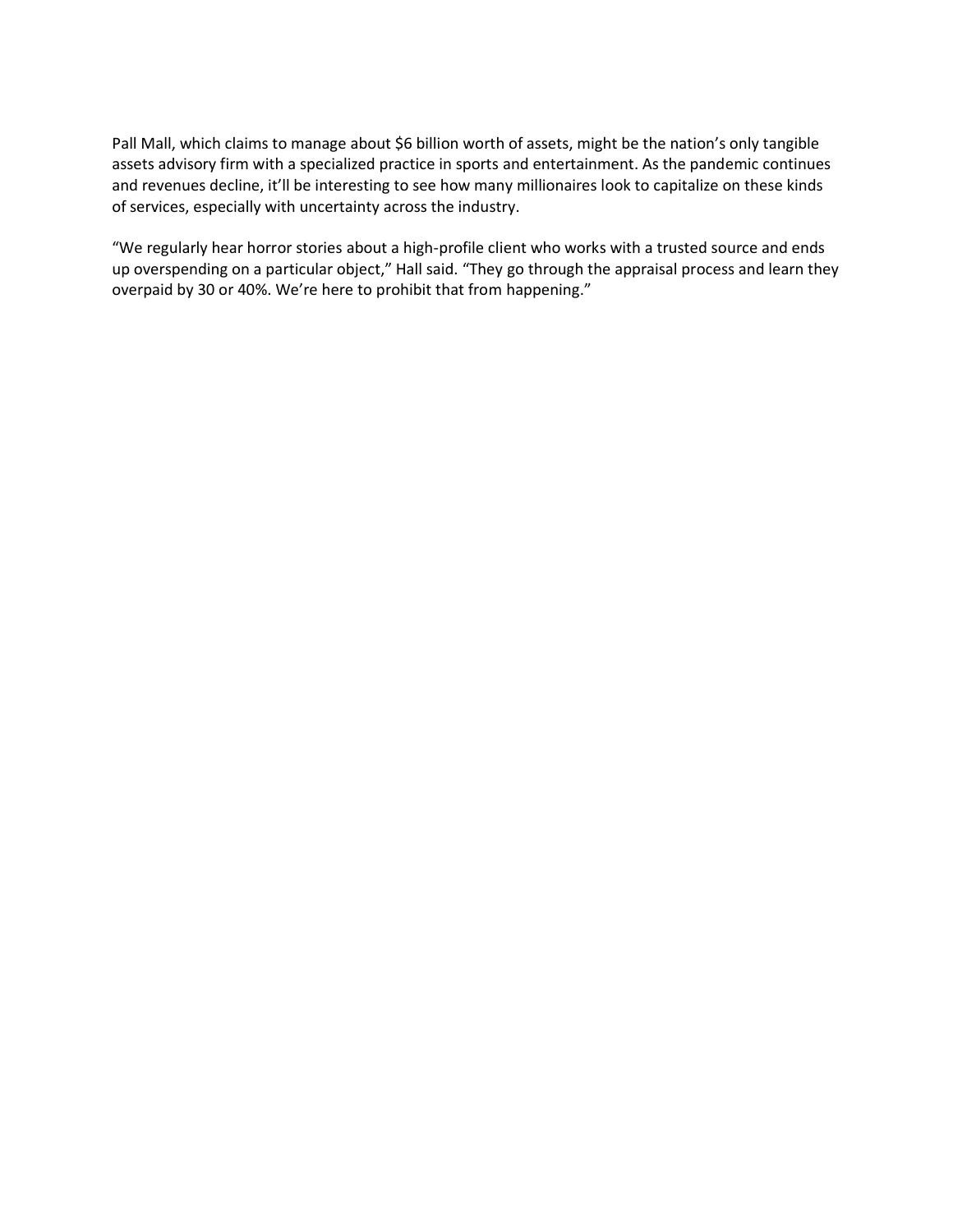Pall Mall, which claims to manage about $6 billion worth of assets, might be the nation's only tangible assets advisory firm with a specialized practice in sports and entertainment. As the pandemic continues and revenues decline, it'll be interesting to see how many millionaires look to capitalize on these kinds of services, especially with uncertainty across the industry.

"We regularly hear horror stories about a high-profile client who works with a trusted source and ends up overspending on a particular object," Hall said. "They go through the appraisal process and learn they overpaid by 30 or 40%. We're here to prohibit that from happening."